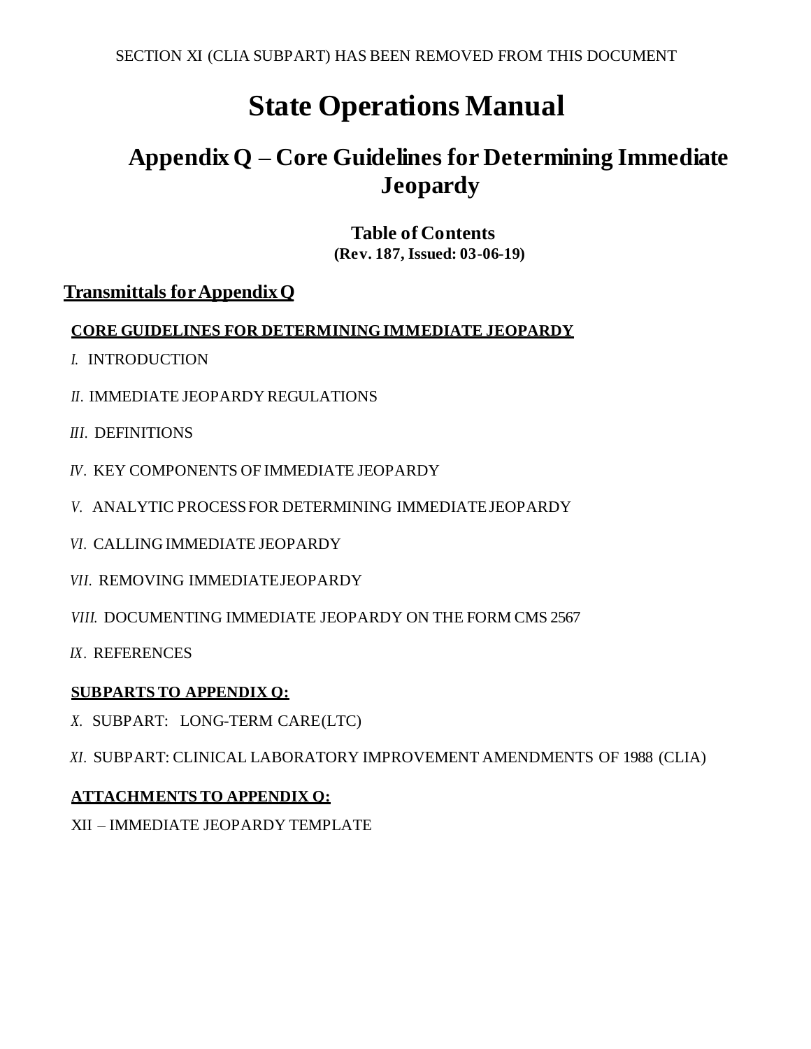SECTION XI (CLIA SUBPART) HAS BEEN REMOVED FROM THIS DOCUMENT

# State Operations Manual

## Appendix Q – Core Guidelines for Determining Immediate Jeopardy

### Table of Contents

**(Rev. 187, Issued: 03-06-19)**

### Transmittals for Appendix Q

**CORE GUIDELINES FOR DETERMINING IMMEDIATE JEOPARDY**

*I.* INTRODUCTION

*II.* IMMEDIATE JEOPARDY REGULATIONS

*III.* DEFINITIONS

*IV*. KEY COMPONENTS OF IMMEDIATE JEOPARDY

*V.* ANALYTIC PROCESS FOR DETERMINING IMMEDIATE JEOPARDY

*VI.* CALLING IMMEDIATE JEOPARDY

*VII.* REMOVING IMMEDIATE JEOPARDY

*VIII.* DOCUMENTING IMMEDIATE JEOPARDY ON THE FORM CMS 2567

*IX*. REFERENCES

**SUBPARTS TO APPENDIX Q:**

*X.* SUBPART: LONG-TERM CARE (LTC)

*XI*. SUBPART: CLINICAL LABORATORY IMPROVEMENT AMENDMENTS OF 1988 (CLIA)

**ATTACHMENTS TO APPENDIX Q:**

XII – IMMEDIATE JEOPARDY TEMPLATE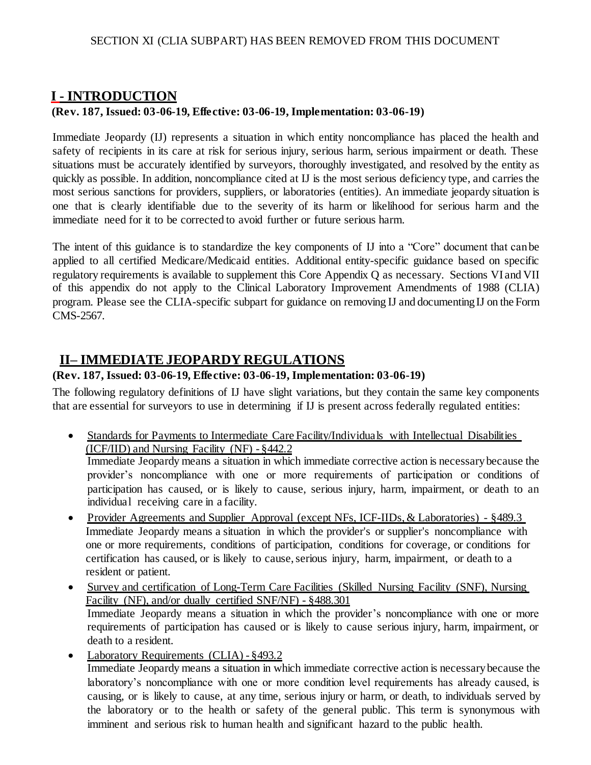SECTION XI (CLIA SUBPART) HAS BEEN REMOVED FROM THIS DOCUMENT

## I - INTRODUCTION

**(Rev. 187, Issued: 03-06-19, Effective: 03-06-19, Implementation: 03-06-19)**

Immediate Jeopardy (IJ) represents a situation in which entity noncompliance has placed the health and safety of recipients in its care at risk for serious injury, serious harm, serious impairment or death. These situations must be accurately identified by surveyors, thoroughly investigated, and resolved by the entity as quickly as possible. In addition, noncompliance cited at IJ is the most serious deficiency type, and carries the most serious sanctions for providers, suppliers, or laboratories (entities). An immediate jeopardy situation is one that is clearly identifiable due to the severity of its harm or likelihood for serious harm and the immediate need for it to be corrected to avoid further or future serious harm.

The intent of this guidance is to standardize the key components of IJ into a "Core" document that can be applied to all certified Medicare/Medicaid entities. Additional entity-specific guidance based on specific regulatory requirements is available to supplement this Core Appendix Q as necessary. Sections VI and VII of this appendix do not apply to the Clinical Laboratory Improvement Amendments of 1988 (CLIA) program. Please see the CLIA-specific subpart for guidance on removing IJ and documenting IJ on the Form CMS-2567.

## II– IMMEDIATE JEOPARDY REGULATIONS

**(Rev. 187, Issued: 03-06-19, Effective: 03-06-19, Implementation: 03-06-19)**

The following regulatory definitions of IJ have slight variations, but they contain the same key components that are essential for surveyors to use in determining if IJ is present across federally regulated entities:

- Standards for Payments to Intermediate Care Facility/Individuals with Intellectual Disabilities (ICF/IID) and Nursing Facility (NF) - §442.2
  Immediate Jeopardy means a situation in which immediate corrective action is necessary because the provider's noncompliance with one or more requirements of participation or conditions of participation has caused, or is likely to cause, serious injury, harm, impairment, or death to an individual receiving care in a facility.
- Provider Agreements and Supplier Approval (except NFs, ICF-IIDs, & Laboratories) - §489.3
  Immediate Jeopardy means a situation in which the provider's or supplier's noncompliance with one or more requirements, conditions of participation, conditions for coverage, or conditions for certification has caused, or is likely to cause, serious injury, harm, impairment, or death to a resident or patient.
- Survey and certification of Long-Term Care Facilities (Skilled Nursing Facility (SNF), Nursing Facility (NF), and/or dually certified SNF/NF) - §488.301
  Immediate Jeopardy means a situation in which the provider's noncompliance with one or more requirements of participation has caused or is likely to cause serious injury, harm, impairment, or death to a resident.
- Laboratory Requirements (CLIA) - §493.2
  Immediate Jeopardy means a situation in which immediate corrective action is necessary because the laboratory's noncompliance with one or more condition level requirements has already caused, is causing, or is likely to cause, at any time, serious injury or harm, or death, to individuals served by the laboratory or to the health or safety of the general public. This term is synonymous with imminent and serious risk to human health and significant hazard to the public health.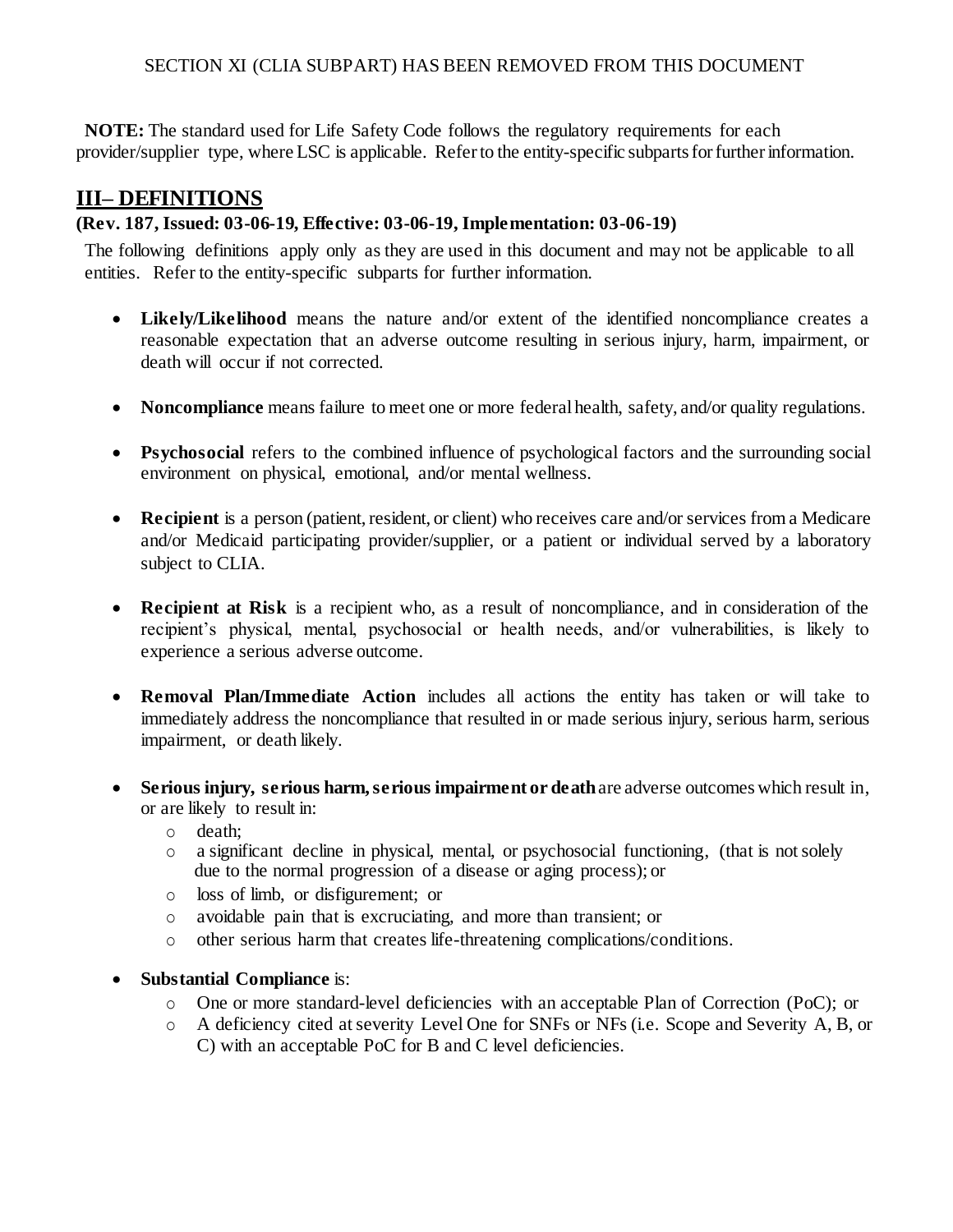SECTION XI (CLIA SUBPART) HAS BEEN REMOVED FROM THIS DOCUMENT

**NOTE:** The standard used for Life Safety Code follows the regulatory requirements for each provider/supplier type, where LSC is applicable. Refer to the entity-specific subparts for further information.

## III– DEFINITIONS

**(Rev. 187, Issued: 03-06-19, Effective: 03-06-19, Implementation: 03-06-19)**

The following definitions apply only as they are used in this document and may not be applicable to all entities. Refer to the entity-specific subparts for further information.

- **Likely/Likelihood** means the nature and/or extent of the identified noncompliance creates a reasonable expectation that an adverse outcome resulting in serious injury, harm, impairment, or death will occur if not corrected.
- **Noncompliance** means failure to meet one or more federal health, safety, and/or quality regulations.
- **Psychosocial** refers to the combined influence of psychological factors and the surrounding social environment on physical, emotional, and/or mental wellness.
- **Recipient** is a person (patient, resident, or client) who receives care and/or services from a Medicare and/or Medicaid participating provider/supplier, or a patient or individual served by a laboratory subject to CLIA.
- **Recipient at Risk** is a recipient who, as a result of noncompliance, and in consideration of the recipient's physical, mental, psychosocial or health needs, and/or vulnerabilities, is likely to experience a serious adverse outcome.
- **Removal Plan/Immediate Action** includes all actions the entity has taken or will take to immediately address the noncompliance that resulted in or made serious injury, serious harm, serious impairment, or death likely.
- **Serious injury, serious harm, serious impairment or death** are adverse outcomes which result in, or are likely to result in:
  - death;
  - a significant decline in physical, mental, or psychosocial functioning, (that is not solely due to the normal progression of a disease or aging process); or
  - loss of limb, or disfigurement; or
  - avoidable pain that is excruciating, and more than transient; or
  - other serious harm that creates life-threatening complications/conditions.
- **Substantial Compliance** is:
  - One or more standard-level deficiencies with an acceptable Plan of Correction (PoC); or
  - A deficiency cited at severity Level One for SNFs or NFs (i.e. Scope and Severity A, B, or C) with an acceptable PoC for B and C level deficiencies.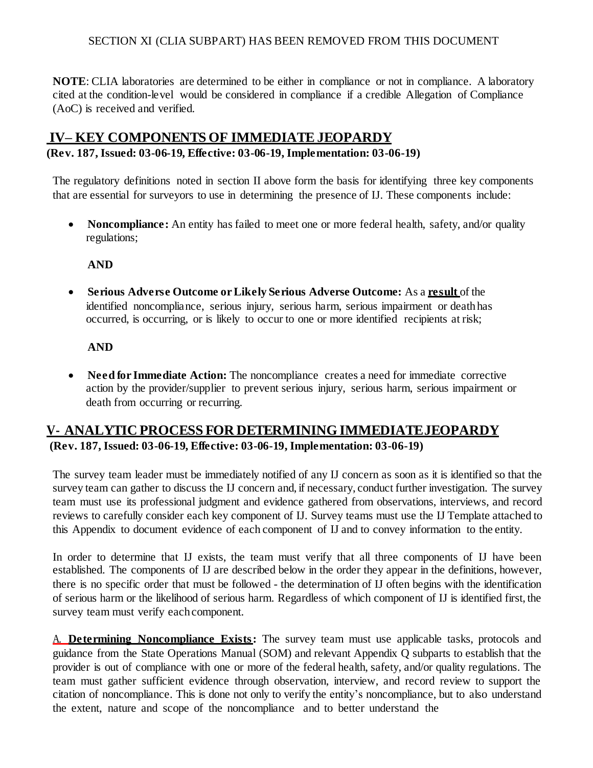SECTION XI (CLIA SUBPART) HAS BEEN REMOVED FROM THIS DOCUMENT

**NOTE**: CLIA laboratories are determined to be either in compliance or not in compliance. A laboratory cited at the condition-level would be considered in compliance if a credible Allegation of Compliance (AoC) is received and verified.

## IV– KEY COMPONENTS OF IMMEDIATE JEOPARDY

**(Rev. 187, Issued: 03-06-19, Effective: 03-06-19, Implementation: 03-06-19)**

The regulatory definitions noted in section II above form the basis for identifying three key components that are essential for surveyors to use in determining the presence of IJ. These components include:

- **Noncompliance:** An entity has failed to meet one or more federal health, safety, and/or quality regulations;

  **AND**

- **Serious Adverse Outcome or Likely Serious Adverse Outcome:** As a **result** of the identified noncompliance, serious injury, serious harm, serious impairment or death has occurred, is occurring, or is likely to occur to one or more identified recipients at risk;

  **AND**

- **Need for Immediate Action:** The noncompliance creates a need for immediate corrective action by the provider/supplier to prevent serious injury, serious harm, serious impairment or death from occurring or recurring.

## V- ANALYTIC PROCESS FOR DETERMINING IMMEDIATE JEOPARDY

**(Rev. 187, Issued: 03-06-19, Effective: 03-06-19, Implementation: 03-06-19)**

The survey team leader must be immediately notified of any IJ concern as soon as it is identified so that the survey team can gather to discuss the IJ concern and, if necessary, conduct further investigation. The survey team must use its professional judgment and evidence gathered from observations, interviews, and record reviews to carefully consider each key component of IJ. Survey teams must use the IJ Template attached to this Appendix to document evidence of each component of IJ and to convey information to the entity.

In order to determine that IJ exists, the team must verify that all three components of IJ have been established. The components of IJ are described below in the order they appear in the definitions, however, there is no specific order that must be followed - the determination of IJ often begins with the identification of serious harm or the likelihood of serious harm. Regardless of which component of IJ is identified first, the survey team must verify each component.

A. **Determining Noncompliance Exists:** The survey team must use applicable tasks, protocols and guidance from the State Operations Manual (SOM) and relevant Appendix Q subparts to establish that the provider is out of compliance with one or more of the federal health, safety, and/or quality regulations. The team must gather sufficient evidence through observation, interview, and record review to support the citation of noncompliance. This is done not only to verify the entity's noncompliance, but to also understand the extent, nature and scope of the noncompliance and to better understand the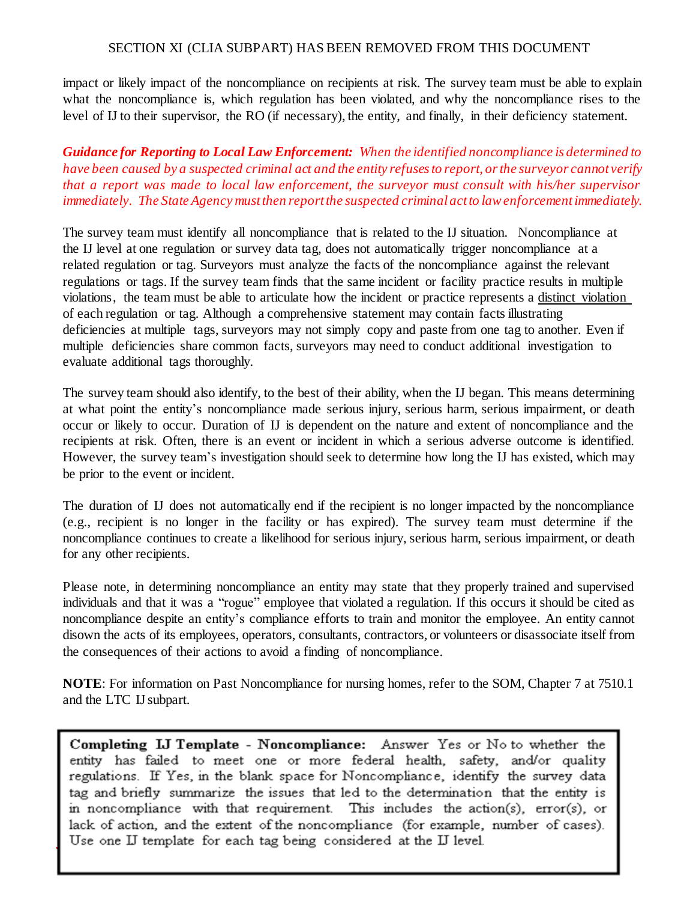impact or likely impact of the noncompliance on recipients at risk. The survey team must be able to explain what the noncompliance is, which regulation has been violated, and why the noncompliance rises to the level of IJ to their supervisor, the RO (if necessary), the entity, and finally, in their deficiency statement.

***Guidance for Reporting to Local Law Enforcement:*** *When the identified noncompliance is determined to have been caused by a suspected criminal act and the entity refuses to report, or the surveyor cannot verify that a report was made to local law enforcement, the surveyor must consult with his/her supervisor immediately. The State Agency must then report the suspected criminal act to law enforcement immediately.*

The survey team must identify all noncompliance that is related to the IJ situation. Noncompliance at the IJ level at one regulation or survey data tag, does not automatically trigger noncompliance at a related regulation or tag. Surveyors must analyze the facts of the noncompliance against the relevant regulations or tags. If the survey team finds that the same incident or facility practice results in multiple violations, the team must be able to articulate how the incident or practice represents a distinct violation of each regulation or tag. Although a comprehensive statement may contain facts illustrating deficiencies at multiple tags, surveyors may not simply copy and paste from one tag to another. Even if multiple deficiencies share common facts, surveyors may need to conduct additional investigation to evaluate additional tags thoroughly.

The survey team should also identify, to the best of their ability, when the IJ began. This means determining at what point the entity's noncompliance made serious injury, serious harm, serious impairment, or death occur or likely to occur. Duration of IJ is dependent on the nature and extent of noncompliance and the recipients at risk. Often, there is an event or incident in which a serious adverse outcome is identified. However, the survey team's investigation should seek to determine how long the IJ has existed, which may be prior to the event or incident.

The duration of IJ does not automatically end if the recipient is no longer impacted by the noncompliance (e.g., recipient is no longer in the facility or has expired). The survey team must determine if the noncompliance continues to create a likelihood for serious injury, serious harm, serious impairment, or death for any other recipients.

Please note, in determining noncompliance an entity may state that they properly trained and supervised individuals and that it was a "rogue" employee that violated a regulation. If this occurs it should be cited as noncompliance despite an entity's compliance efforts to train and monitor the employee. An entity cannot disown the acts of its employees, operators, consultants, contractors, or volunteers or disassociate itself from the consequences of their actions to avoid a finding of noncompliance.

**NOTE**: For information on Past Noncompliance for nursing homes, refer to the SOM, Chapter 7 at 7510.1 and the LTC IJ subpart.

> **Completing IJ Template - Noncompliance:** Answer Yes or No to whether the entity has failed to meet one or more federal health, safety, and/or quality regulations. If Yes, in the blank space for Noncompliance, identify the survey data tag and briefly summarize the issues that led to the determination that the entity is in noncompliance with that requirement. This includes the action(s), error(s), or lack of action, and the extent of the noncompliance (for example, number of cases). Use one IJ template for each tag being considered at the IJ level.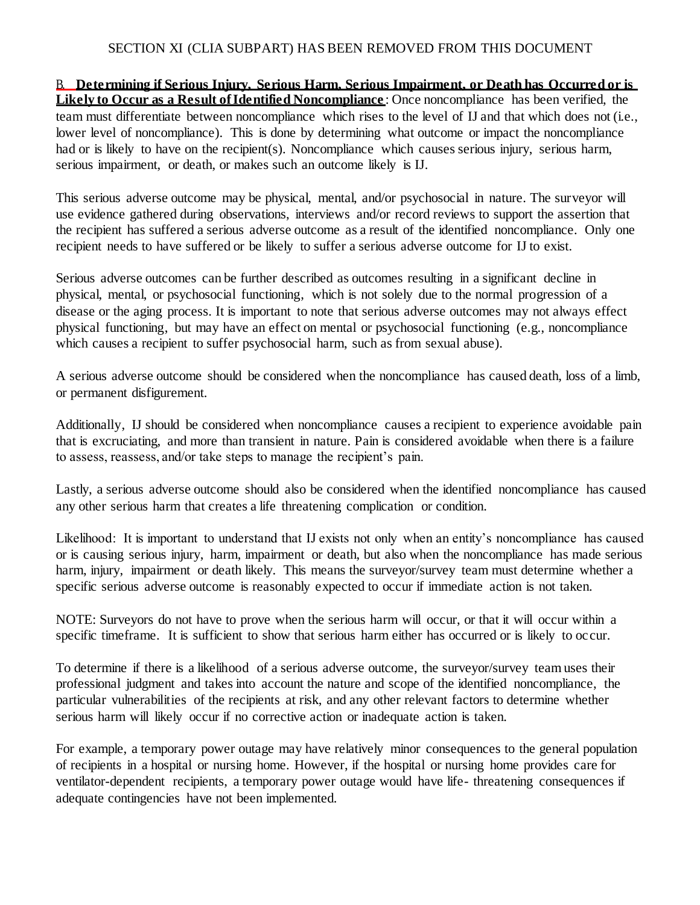SECTION XI (CLIA SUBPART) HAS BEEN REMOVED FROM THIS DOCUMENT

B. **Determining if Serious Injury, Serious Harm, Serious Impairment, or Death has Occurred or is Likely to Occur as a Result of Identified Noncompliance**: Once noncompliance has been verified, the team must differentiate between noncompliance which rises to the level of IJ and that which does not (i.e., lower level of noncompliance). This is done by determining what outcome or impact the noncompliance had or is likely to have on the recipient(s). Noncompliance which causes serious injury, serious harm, serious impairment, or death, or makes such an outcome likely is IJ.

This serious adverse outcome may be physical, mental, and/or psychosocial in nature. The surveyor will use evidence gathered during observations, interviews and/or record reviews to support the assertion that the recipient has suffered a serious adverse outcome as a result of the identified noncompliance. Only one recipient needs to have suffered or be likely to suffer a serious adverse outcome for IJ to exist.

Serious adverse outcomes can be further described as outcomes resulting in a significant decline in physical, mental, or psychosocial functioning, which is not solely due to the normal progression of a disease or the aging process. It is important to note that serious adverse outcomes may not always effect physical functioning, but may have an effect on mental or psychosocial functioning (e.g., noncompliance which causes a recipient to suffer psychosocial harm, such as from sexual abuse).

A serious adverse outcome should be considered when the noncompliance has caused death, loss of a limb, or permanent disfigurement.

Additionally, IJ should be considered when noncompliance causes a recipient to experience avoidable pain that is excruciating, and more than transient in nature. Pain is considered avoidable when there is a failure to assess, reassess, and/or take steps to manage the recipient's pain.

Lastly, a serious adverse outcome should also be considered when the identified noncompliance has caused any other serious harm that creates a life threatening complication or condition.

Likelihood: It is important to understand that IJ exists not only when an entity's noncompliance has caused or is causing serious injury, harm, impairment or death, but also when the noncompliance has made serious harm, injury, impairment or death likely. This means the surveyor/survey team must determine whether a specific serious adverse outcome is reasonably expected to occur if immediate action is not taken.

NOTE: Surveyors do not have to prove when the serious harm will occur, or that it will occur within a specific timeframe. It is sufficient to show that serious harm either has occurred or is likely to occur.

To determine if there is a likelihood of a serious adverse outcome, the surveyor/survey team uses their professional judgment and takes into account the nature and scope of the identified noncompliance, the particular vulnerabilities of the recipients at risk, and any other relevant factors to determine whether serious harm will likely occur if no corrective action or inadequate action is taken.

For example, a temporary power outage may have relatively minor consequences to the general population of recipients in a hospital or nursing home. However, if the hospital or nursing home provides care for ventilator-dependent recipients, a temporary power outage would have life- threatening consequences if adequate contingencies have not been implemented.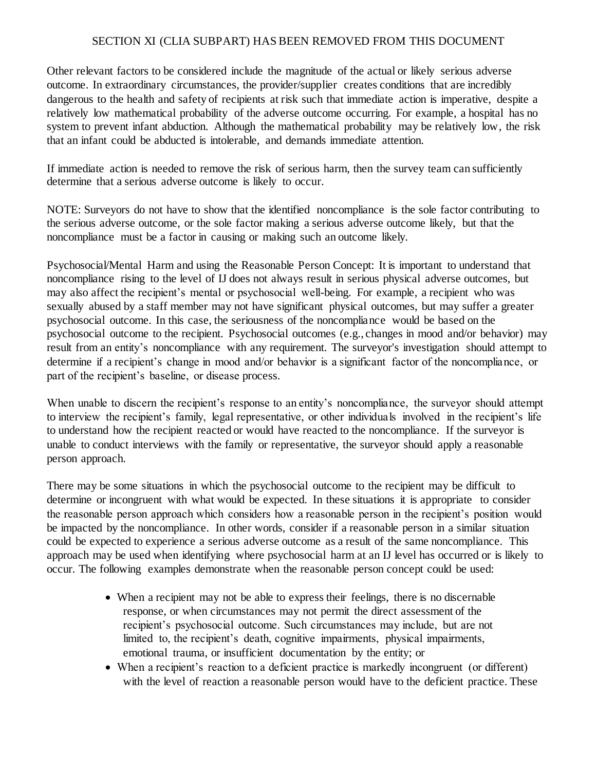SECTION XI (CLIA SUBPART) HAS BEEN REMOVED FROM THIS DOCUMENT

Other relevant factors to be considered include the magnitude of the actual or likely serious adverse outcome. In extraordinary circumstances, the provider/supplier creates conditions that are incredibly dangerous to the health and safety of recipients at risk such that immediate action is imperative, despite a relatively low mathematical probability of the adverse outcome occurring. For example, a hospital has no system to prevent infant abduction. Although the mathematical probability may be relatively low, the risk that an infant could be abducted is intolerable, and demands immediate attention.

If immediate action is needed to remove the risk of serious harm, then the survey team can sufficiently determine that a serious adverse outcome is likely to occur.

NOTE: Surveyors do not have to show that the identified noncompliance is the sole factor contributing to the serious adverse outcome, or the sole factor making a serious adverse outcome likely, but that the noncompliance must be a factor in causing or making such an outcome likely.

Psychosocial/Mental Harm and using the Reasonable Person Concept: It is important to understand that noncompliance rising to the level of IJ does not always result in serious physical adverse outcomes, but may also affect the recipient's mental or psychosocial well-being. For example, a recipient who was sexually abused by a staff member may not have significant physical outcomes, but may suffer a greater psychosocial outcome. In this case, the seriousness of the noncompliance would be based on the psychosocial outcome to the recipient. Psychosocial outcomes (e.g., changes in mood and/or behavior) may result from an entity's noncompliance with any requirement. The surveyor's investigation should attempt to determine if a recipient's change in mood and/or behavior is a significant factor of the noncompliance, or part of the recipient's baseline, or disease process.

When unable to discern the recipient's response to an entity's noncompliance, the surveyor should attempt to interview the recipient's family, legal representative, or other individuals involved in the recipient's life to understand how the recipient reacted or would have reacted to the noncompliance. If the surveyor is unable to conduct interviews with the family or representative, the surveyor should apply a reasonable person approach.

There may be some situations in which the psychosocial outcome to the recipient may be difficult to determine or incongruent with what would be expected. In these situations it is appropriate to consider the reasonable person approach which considers how a reasonable person in the recipient's position would be impacted by the noncompliance. In other words, consider if a reasonable person in a similar situation could be expected to experience a serious adverse outcome as a result of the same noncompliance. This approach may be used when identifying where psychosocial harm at an IJ level has occurred or is likely to occur. The following examples demonstrate when the reasonable person concept could be used:

- When a recipient may not be able to express their feelings, there is no discernable response, or when circumstances may not permit the direct assessment of the recipient's psychosocial outcome. Such circumstances may include, but are not limited to, the recipient's death, cognitive impairments, physical impairments, emotional trauma, or insufficient documentation by the entity; or
- When a recipient's reaction to a deficient practice is markedly incongruent (or different) with the level of reaction a reasonable person would have to the deficient practice. These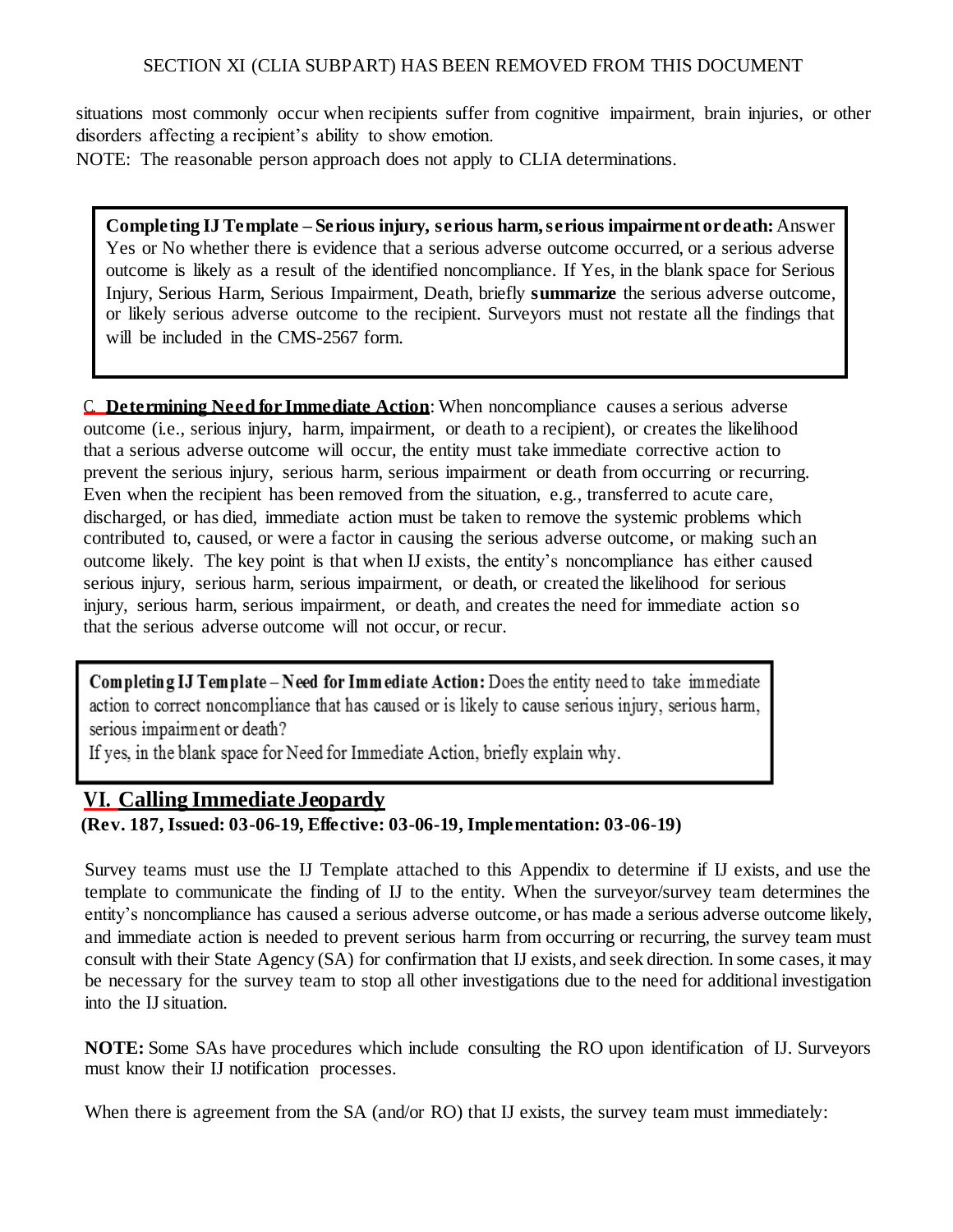situations most commonly occur when recipients suffer from cognitive impairment, brain injuries, or other disorders affecting a recipient's ability to show emotion.

NOTE: The reasonable person approach does not apply to CLIA determinations.

> **Completing IJ Template – Serious injury, serious harm, serious impairment or death:** Answer Yes or No whether there is evidence that a serious adverse outcome occurred, or a serious adverse outcome is likely as a result of the identified noncompliance. If Yes, in the blank space for Serious Injury, Serious Harm, Serious Impairment, Death, briefly **summarize** the serious adverse outcome, or likely serious adverse outcome to the recipient. Surveyors must not restate all the findings that will be included in the CMS-2567 form.

C. **Determining Need for Immediate Action**: When noncompliance causes a serious adverse outcome (i.e., serious injury, harm, impairment, or death to a recipient), or creates the likelihood that a serious adverse outcome will occur, the entity must take immediate corrective action to prevent the serious injury, serious harm, serious impairment or death from occurring or recurring. Even when the recipient has been removed from the situation, e.g., transferred to acute care, discharged, or has died, immediate action must be taken to remove the systemic problems which contributed to, caused, or were a factor in causing the serious adverse outcome, or making such an outcome likely. The key point is that when IJ exists, the entity's noncompliance has either caused serious injury, serious harm, serious impairment, or death, or created the likelihood for serious injury, serious harm, serious impairment, or death, and creates the need for immediate action so that the serious adverse outcome will not occur, or recur.

> **Completing IJ Template – Need for Immediate Action:** Does the entity need to take immediate action to correct noncompliance that has caused or is likely to cause serious injury, serious harm, serious impairment or death?
> If yes, in the blank space for Need for Immediate Action, briefly explain why.

## VI. Calling Immediate Jeopardy

**(Rev. 187, Issued: 03-06-19, Effective: 03-06-19, Implementation: 03-06-19)**

Survey teams must use the IJ Template attached to this Appendix to determine if IJ exists, and use the template to communicate the finding of IJ to the entity. When the surveyor/survey team determines the entity's noncompliance has caused a serious adverse outcome, or has made a serious adverse outcome likely, and immediate action is needed to prevent serious harm from occurring or recurring, the survey team must consult with their State Agency (SA) for confirmation that IJ exists, and seek direction. In some cases, it may be necessary for the survey team to stop all other investigations due to the need for additional investigation into the IJ situation.

**NOTE:** Some SAs have procedures which include consulting the RO upon identification of IJ. Surveyors must know their IJ notification processes.

When there is agreement from the SA (and/or RO) that IJ exists, the survey team must immediately: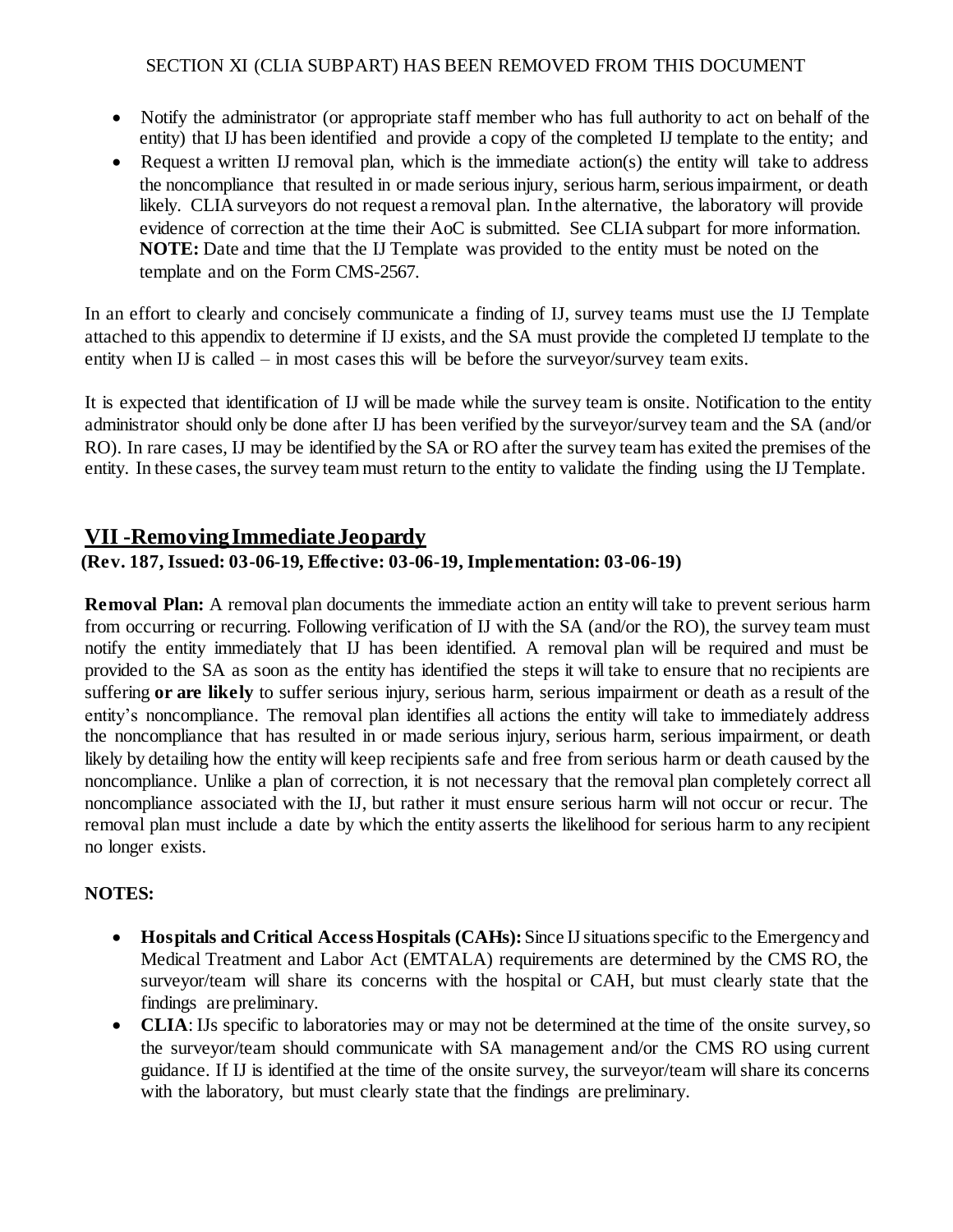- Notify the administrator (or appropriate staff member who has full authority to act on behalf of the entity) that IJ has been identified and provide a copy of the completed IJ template to the entity; and
- Request a written IJ removal plan, which is the immediate action(s) the entity will take to address the noncompliance that resulted in or made serious injury, serious harm, serious impairment, or death likely. CLIA surveyors do not request a removal plan. In the alternative, the laboratory will provide evidence of correction at the time their AoC is submitted. See CLIA subpart for more information. **NOTE:** Date and time that the IJ Template was provided to the entity must be noted on the template and on the Form CMS-2567.

In an effort to clearly and concisely communicate a finding of IJ, survey teams must use the IJ Template attached to this appendix to determine if IJ exists, and the SA must provide the completed IJ template to the entity when IJ is called – in most cases this will be before the surveyor/survey team exits.

It is expected that identification of IJ will be made while the survey team is onsite. Notification to the entity administrator should only be done after IJ has been verified by the surveyor/survey team and the SA (and/or RO). In rare cases, IJ may be identified by the SA or RO after the survey team has exited the premises of the entity. In these cases, the survey team must return to the entity to validate the finding using the IJ Template.

## VII -Removing Immediate Jeopardy

**(Rev. 187, Issued: 03-06-19, Effective: 03-06-19, Implementation: 03-06-19)**

**Removal Plan:** A removal plan documents the immediate action an entity will take to prevent serious harm from occurring or recurring. Following verification of IJ with the SA (and/or the RO), the survey team must notify the entity immediately that IJ has been identified. A removal plan will be required and must be provided to the SA as soon as the entity has identified the steps it will take to ensure that no recipients are suffering **or are likely** to suffer serious injury, serious harm, serious impairment or death as a result of the entity's noncompliance. The removal plan identifies all actions the entity will take to immediately address the noncompliance that has resulted in or made serious injury, serious harm, serious impairment, or death likely by detailing how the entity will keep recipients safe and free from serious harm or death caused by the noncompliance. Unlike a plan of correction, it is not necessary that the removal plan completely correct all noncompliance associated with the IJ, but rather it must ensure serious harm will not occur or recur. The removal plan must include a date by which the entity asserts the likelihood for serious harm to any recipient no longer exists.

**NOTES:**

- **Hospitals and Critical Access Hospitals (CAHs):** Since IJ situations specific to the Emergency and Medical Treatment and Labor Act (EMTALA) requirements are determined by the CMS RO, the surveyor/team will share its concerns with the hospital or CAH, but must clearly state that the findings are preliminary.
- **CLIA**: IJs specific to laboratories may or may not be determined at the time of the onsite survey, so the surveyor/team should communicate with SA management and/or the CMS RO using current guidance. If IJ is identified at the time of the onsite survey, the surveyor/team will share its concerns with the laboratory, but must clearly state that the findings are preliminary.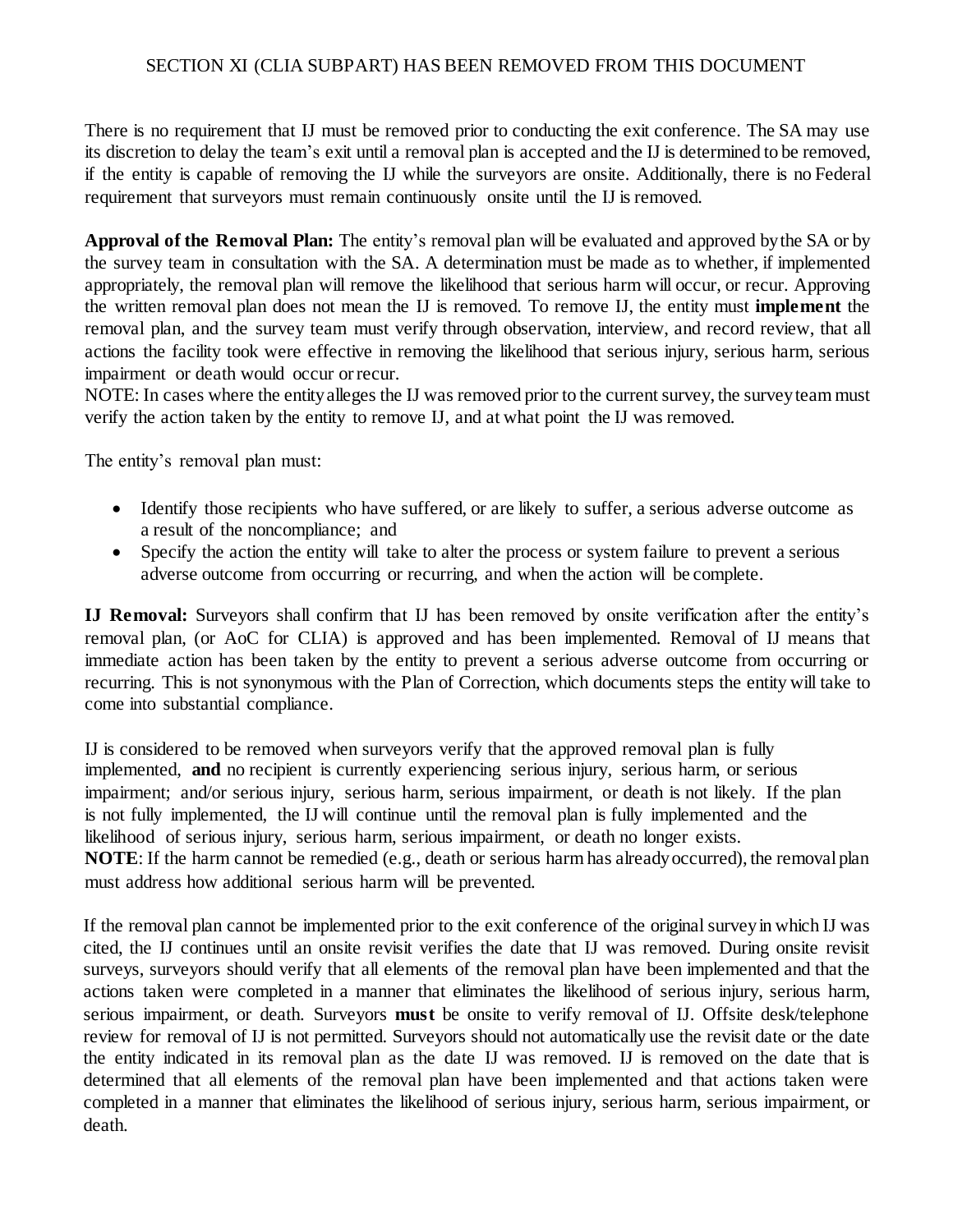SECTION XI (CLIA SUBPART) HAS BEEN REMOVED FROM THIS DOCUMENT

There is no requirement that IJ must be removed prior to conducting the exit conference. The SA may use its discretion to delay the team's exit until a removal plan is accepted and the IJ is determined to be removed, if the entity is capable of removing the IJ while the surveyors are onsite. Additionally, there is no Federal requirement that surveyors must remain continuously onsite until the IJ is removed.

**Approval of the Removal Plan:** The entity's removal plan will be evaluated and approved by the SA or by the survey team in consultation with the SA. A determination must be made as to whether, if implemented appropriately, the removal plan will remove the likelihood that serious harm will occur, or recur. Approving the written removal plan does not mean the IJ is removed. To remove IJ, the entity must **implement** the removal plan, and the survey team must verify through observation, interview, and record review, that all actions the facility took were effective in removing the likelihood that serious injury, serious harm, serious impairment or death would occur or recur.
NOTE: In cases where the entity alleges the IJ was removed prior to the current survey, the survey team must verify the action taken by the entity to remove IJ, and at what point the IJ was removed.

The entity's removal plan must:

- Identify those recipients who have suffered, or are likely to suffer, a serious adverse outcome as a result of the noncompliance; and
- Specify the action the entity will take to alter the process or system failure to prevent a serious adverse outcome from occurring or recurring, and when the action will be complete.

**IJ Removal:** Surveyors shall confirm that IJ has been removed by onsite verification after the entity's removal plan, (or AoC for CLIA) is approved and has been implemented. Removal of IJ means that immediate action has been taken by the entity to prevent a serious adverse outcome from occurring or recurring. This is not synonymous with the Plan of Correction, which documents steps the entity will take to come into substantial compliance.

IJ is considered to be removed when surveyors verify that the approved removal plan is fully implemented, **and** no recipient is currently experiencing serious injury, serious harm, or serious impairment; and/or serious injury, serious harm, serious impairment, or death is not likely. If the plan is not fully implemented, the IJ will continue until the removal plan is fully implemented and the likelihood of serious injury, serious harm, serious impairment, or death no longer exists.
**NOTE**: If the harm cannot be remedied (e.g., death or serious harm has already occurred), the removal plan must address how additional serious harm will be prevented.

If the removal plan cannot be implemented prior to the exit conference of the original survey in which IJ was cited, the IJ continues until an onsite revisit verifies the date that IJ was removed. During onsite revisit surveys, surveyors should verify that all elements of the removal plan have been implemented and that the actions taken were completed in a manner that eliminates the likelihood of serious injury, serious harm, serious impairment, or death. Surveyors **must** be onsite to verify removal of IJ. Offsite desk/telephone review for removal of IJ is not permitted. Surveyors should not automatically use the revisit date or the date the entity indicated in its removal plan as the date IJ was removed. IJ is removed on the date that is determined that all elements of the removal plan have been implemented and that actions taken were completed in a manner that eliminates the likelihood of serious injury, serious harm, serious impairment, or death.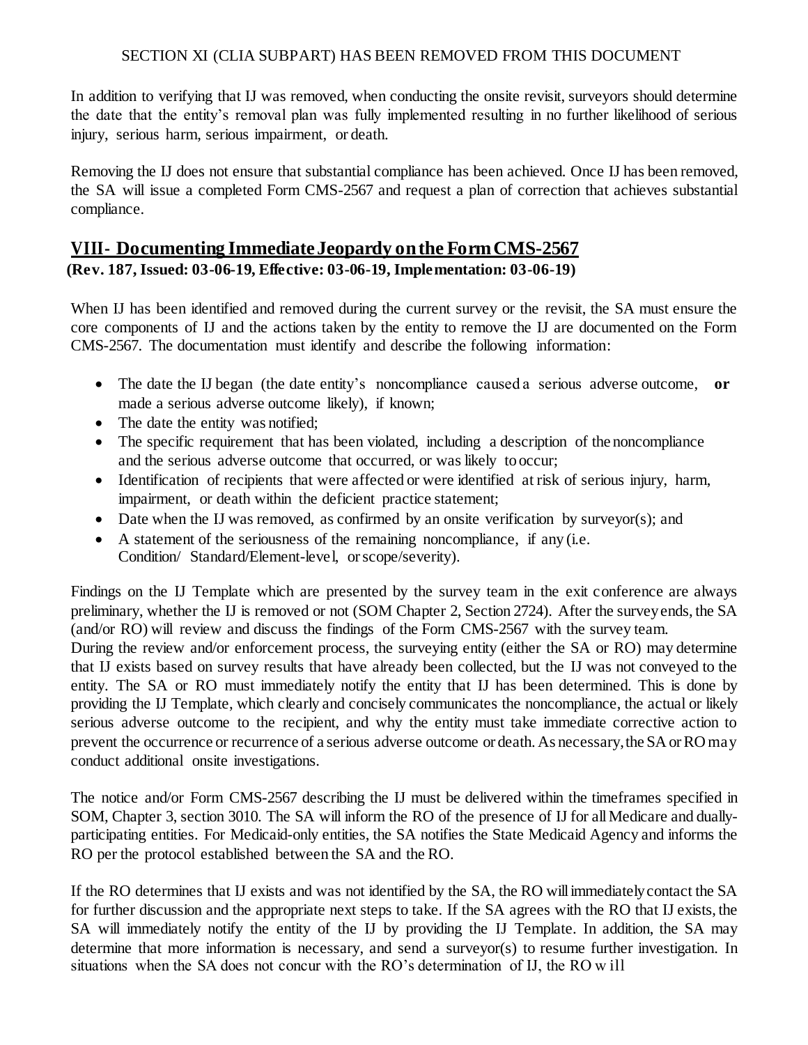SECTION XI (CLIA SUBPART) HAS BEEN REMOVED FROM THIS DOCUMENT

In addition to verifying that IJ was removed, when conducting the onsite revisit, surveyors should determine the date that the entity's removal plan was fully implemented resulting in no further likelihood of serious injury, serious harm, serious impairment, or death.

Removing the IJ does not ensure that substantial compliance has been achieved. Once IJ has been removed, the SA will issue a completed Form CMS-2567 and request a plan of correction that achieves substantial compliance.

## VIII- Documenting Immediate Jeopardy on the Form CMS-2567

**(Rev. 187, Issued: 03-06-19, Effective: 03-06-19, Implementation: 03-06-19)**

When IJ has been identified and removed during the current survey or the revisit, the SA must ensure the core components of IJ and the actions taken by the entity to remove the IJ are documented on the Form CMS-2567. The documentation must identify and describe the following information:

- The date the IJ began (the date entity's noncompliance caused a serious adverse outcome, **or** made a serious adverse outcome likely), if known;
- The date the entity was notified;
- The specific requirement that has been violated, including a description of the noncompliance and the serious adverse outcome that occurred, or was likely to occur;
- Identification of recipients that were affected or were identified at risk of serious injury, harm, impairment, or death within the deficient practice statement;
- Date when the IJ was removed, as confirmed by an onsite verification by surveyor(s); and
- A statement of the seriousness of the remaining noncompliance, if any (i.e. Condition/ Standard/Element-level, or scope/severity).

Findings on the IJ Template which are presented by the survey team in the exit conference are always preliminary, whether the IJ is removed or not (SOM Chapter 2, Section 2724). After the survey ends, the SA (and/or RO) will review and discuss the findings of the Form CMS-2567 with the survey team.
During the review and/or enforcement process, the surveying entity (either the SA or RO) may determine that IJ exists based on survey results that have already been collected, but the IJ was not conveyed to the entity. The SA or RO must immediately notify the entity that IJ has been determined. This is done by providing the IJ Template, which clearly and concisely communicates the noncompliance, the actual or likely serious adverse outcome to the recipient, and why the entity must take immediate corrective action to prevent the occurrence or recurrence of a serious adverse outcome or death. As necessary, the SA or RO may conduct additional onsite investigations.

The notice and/or Form CMS-2567 describing the IJ must be delivered within the timeframes specified in SOM, Chapter 3, section 3010. The SA will inform the RO of the presence of IJ for all Medicare and dually-participating entities. For Medicaid-only entities, the SA notifies the State Medicaid Agency and informs the RO per the protocol established between the SA and the RO.

If the RO determines that IJ exists and was not identified by the SA, the RO will immediately contact the SA for further discussion and the appropriate next steps to take. If the SA agrees with the RO that IJ exists, the SA will immediately notify the entity of the IJ by providing the IJ Template. In addition, the SA may determine that more information is necessary, and send a surveyor(s) to resume further investigation. In situations when the SA does not concur with the RO's determination of IJ, the RO will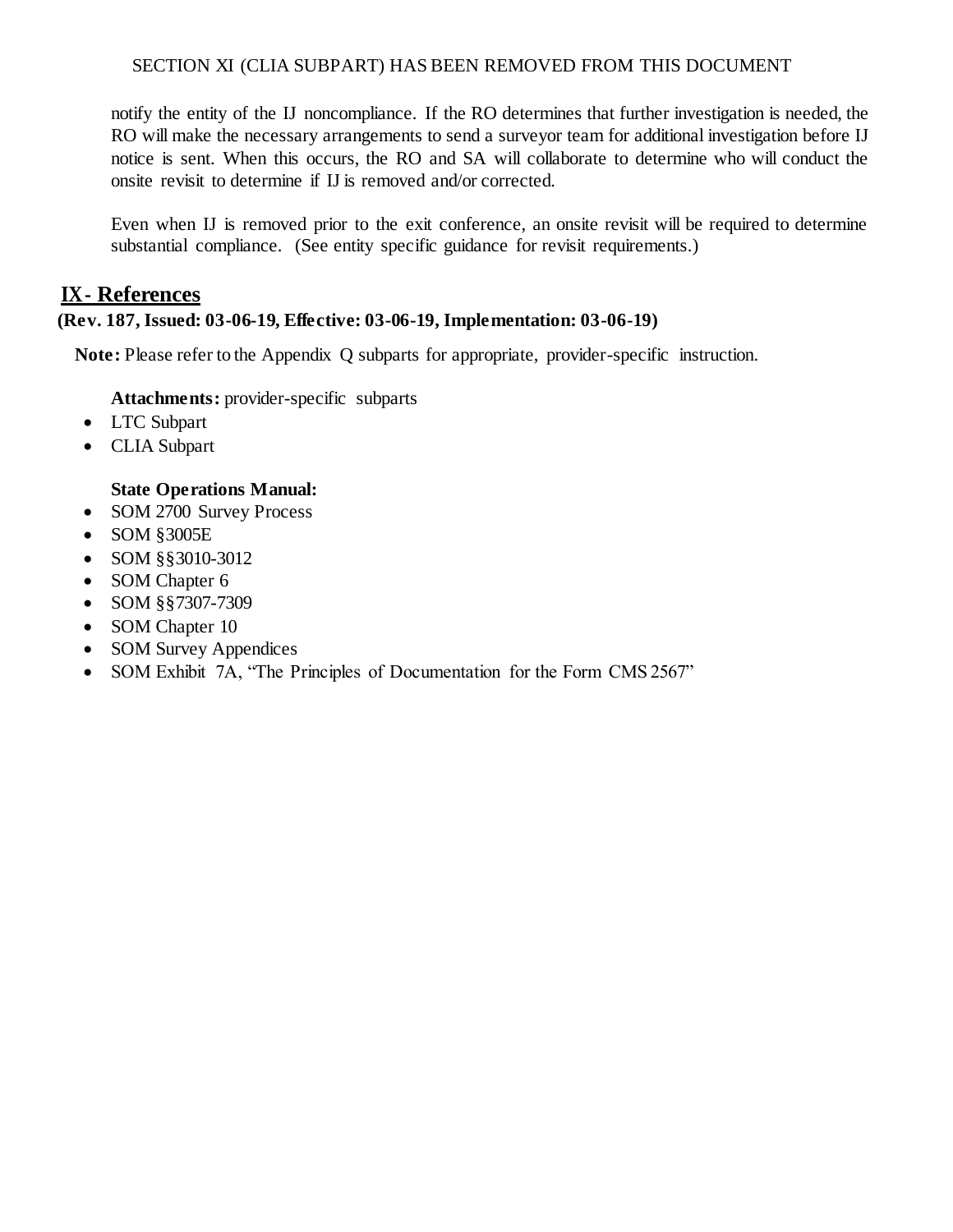notify the entity of the IJ noncompliance. If the RO determines that further investigation is needed, the RO will make the necessary arrangements to send a surveyor team for additional investigation before IJ notice is sent. When this occurs, the RO and SA will collaborate to determine who will conduct the onsite revisit to determine if IJ is removed and/or corrected.

Even when IJ is removed prior to the exit conference, an onsite revisit will be required to determine substantial compliance. (See entity specific guidance for revisit requirements.)

## IX- References

**(Rev. 187, Issued: 03-06-19, Effective: 03-06-19, Implementation: 03-06-19)**

**Note:** Please refer to the Appendix Q subparts for appropriate, provider-specific instruction.

**Attachments:** provider-specific subparts

- LTC Subpart
- CLIA Subpart

**State Operations Manual:**

- SOM 2700 Survey Process
- SOM §3005E
- SOM §§3010-3012
- SOM Chapter 6
- SOM §§7307-7309
- SOM Chapter 10
- SOM Survey Appendices
- SOM Exhibit 7A, "The Principles of Documentation for the Form CMS 2567"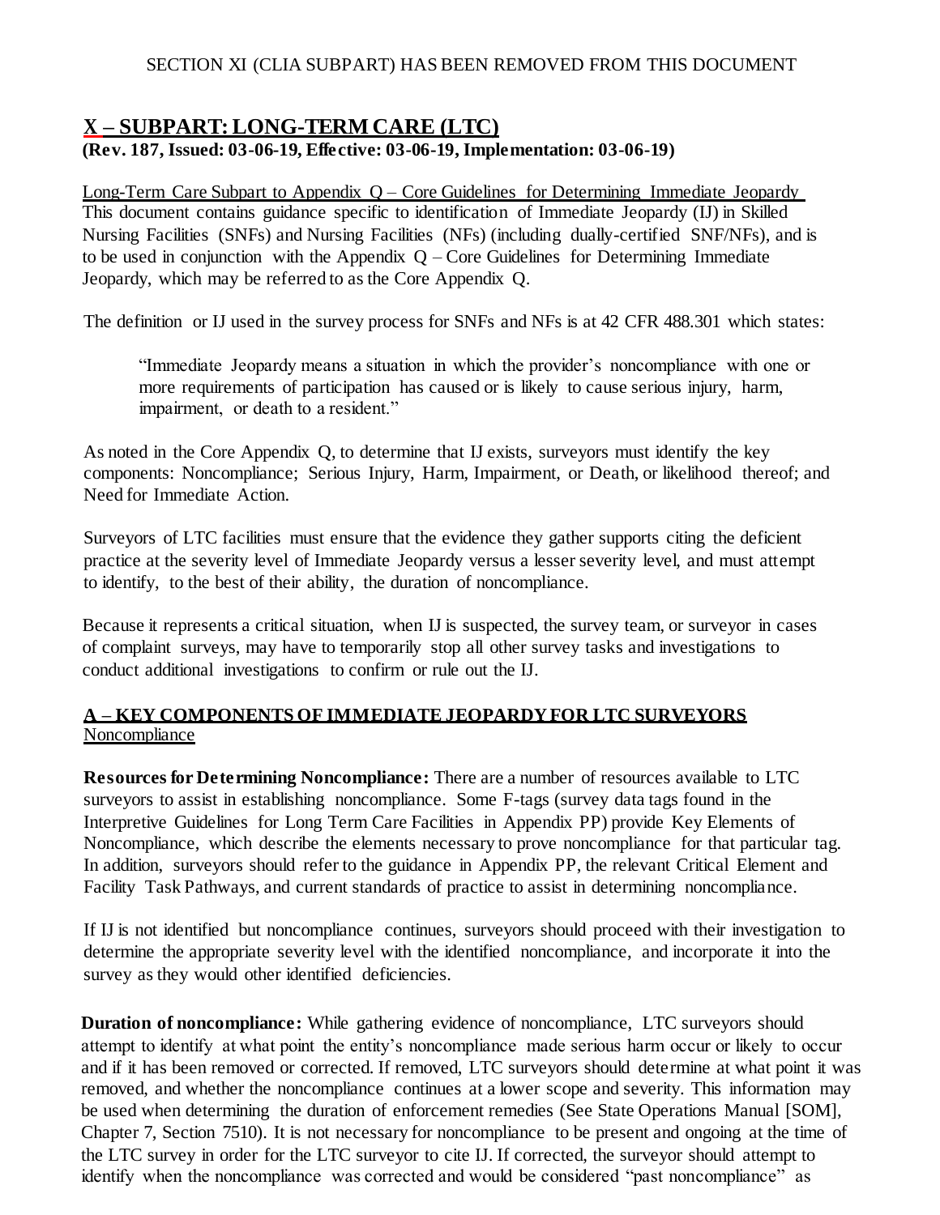SECTION XI (CLIA SUBPART) HAS BEEN REMOVED FROM THIS DOCUMENT

## X – SUBPART: LONG-TERM CARE (LTC)

**(Rev. 187, Issued: 03-06-19, Effective: 03-06-19, Implementation: 03-06-19)**

Long-Term Care Subpart to Appendix Q – Core Guidelines for Determining Immediate Jeopardy
This document contains guidance specific to identification of Immediate Jeopardy (IJ) in Skilled Nursing Facilities (SNFs) and Nursing Facilities (NFs) (including dually-certified SNF/NFs), and is to be used in conjunction with the Appendix Q – Core Guidelines for Determining Immediate Jeopardy, which may be referred to as the Core Appendix Q.

The definition or IJ used in the survey process for SNFs and NFs is at 42 CFR 488.301 which states:

> "Immediate Jeopardy means a situation in which the provider's noncompliance with one or more requirements of participation has caused or is likely to cause serious injury, harm, impairment, or death to a resident."

As noted in the Core Appendix Q, to determine that IJ exists, surveyors must identify the key components: Noncompliance; Serious Injury, Harm, Impairment, or Death, or likelihood thereof; and Need for Immediate Action.

Surveyors of LTC facilities must ensure that the evidence they gather supports citing the deficient practice at the severity level of Immediate Jeopardy versus a lesser severity level, and must attempt to identify, to the best of their ability, the duration of noncompliance.

Because it represents a critical situation, when IJ is suspected, the survey team, or surveyor in cases of complaint surveys, may have to temporarily stop all other survey tasks and investigations to conduct additional investigations to confirm or rule out the IJ.

### A – KEY COMPONENTS OF IMMEDIATE JEOPARDY FOR LTC SURVEYORS

Noncompliance

**Resources for Determining Noncompliance:** There are a number of resources available to LTC surveyors to assist in establishing noncompliance. Some F-tags (survey data tags found in the Interpretive Guidelines for Long Term Care Facilities in Appendix PP) provide Key Elements of Noncompliance, which describe the elements necessary to prove noncompliance for that particular tag. In addition, surveyors should refer to the guidance in Appendix PP, the relevant Critical Element and Facility Task Pathways, and current standards of practice to assist in determining noncompliance.

If IJ is not identified but noncompliance continues, surveyors should proceed with their investigation to determine the appropriate severity level with the identified noncompliance, and incorporate it into the survey as they would other identified deficiencies.

**Duration of noncompliance:** While gathering evidence of noncompliance, LTC surveyors should attempt to identify at what point the entity's noncompliance made serious harm occur or likely to occur and if it has been removed or corrected. If removed, LTC surveyors should determine at what point it was removed, and whether the noncompliance continues at a lower scope and severity. This information may be used when determining the duration of enforcement remedies (See State Operations Manual [SOM], Chapter 7, Section 7510). It is not necessary for noncompliance to be present and ongoing at the time of the LTC survey in order for the LTC surveyor to cite IJ. If corrected, the surveyor should attempt to identify when the noncompliance was corrected and would be considered "past noncompliance" as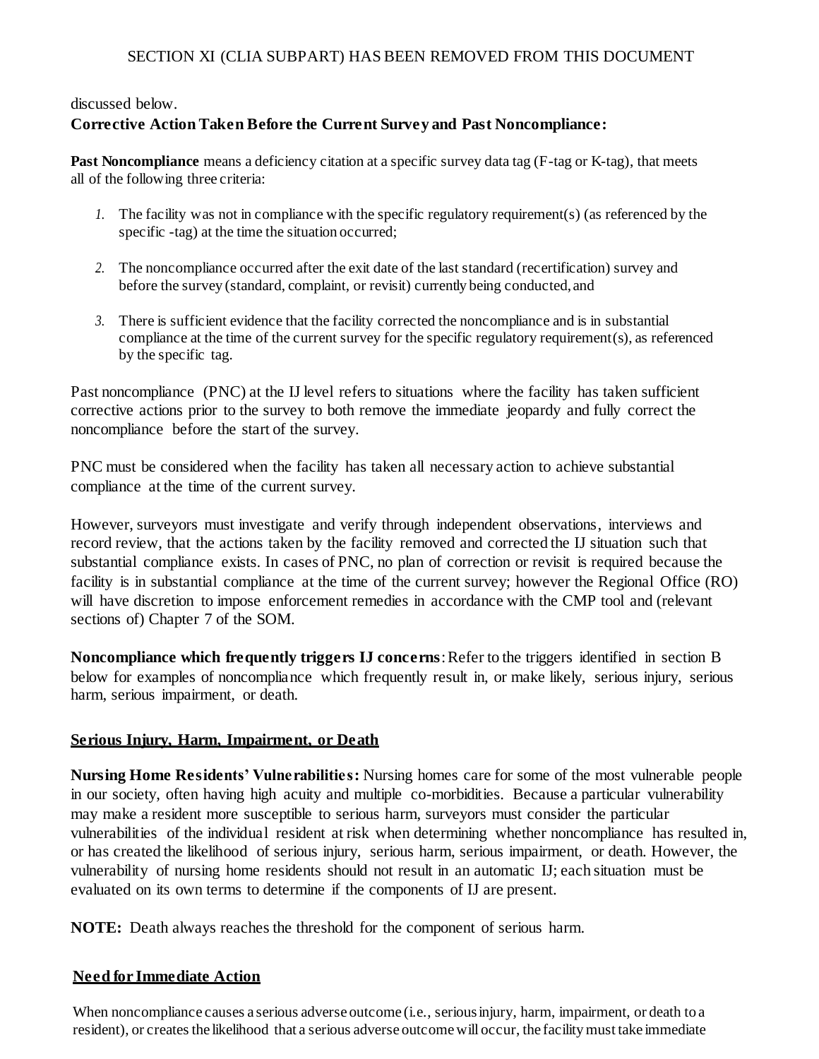discussed below.

**Corrective Action Taken Before the Current Survey and Past Noncompliance:**

**Past Noncompliance** means a deficiency citation at a specific survey data tag (F-tag or K-tag), that meets all of the following three criteria:

1. The facility was not in compliance with the specific regulatory requirement(s) (as referenced by the specific -tag) at the time the situation occurred;

2. The noncompliance occurred after the exit date of the last standard (recertification) survey and before the survey (standard, complaint, or revisit) currently being conducted, and

3. There is sufficient evidence that the facility corrected the noncompliance and is in substantial compliance at the time of the current survey for the specific regulatory requirement(s), as referenced by the specific tag.

Past noncompliance (PNC) at the IJ level refers to situations where the facility has taken sufficient corrective actions prior to the survey to both remove the immediate jeopardy and fully correct the noncompliance before the start of the survey.

PNC must be considered when the facility has taken all necessary action to achieve substantial compliance at the time of the current survey.

However, surveyors must investigate and verify through independent observations, interviews and record review, that the actions taken by the facility removed and corrected the IJ situation such that substantial compliance exists. In cases of PNC, no plan of correction or revisit is required because the facility is in substantial compliance at the time of the current survey; however the Regional Office (RO) will have discretion to impose enforcement remedies in accordance with the CMP tool and (relevant sections of) Chapter 7 of the SOM.

**Noncompliance which frequently triggers IJ concerns**: Refer to the triggers identified in section B below for examples of noncompliance which frequently result in, or make likely, serious injury, serious harm, serious impairment, or death.

## Serious Injury, Harm, Impairment, or Death

**Nursing Home Residents' Vulnerabilities:** Nursing homes care for some of the most vulnerable people in our society, often having high acuity and multiple co-morbidities. Because a particular vulnerability may make a resident more susceptible to serious harm, surveyors must consider the particular vulnerabilities of the individual resident at risk when determining whether noncompliance has resulted in, or has created the likelihood of serious injury, serious harm, serious impairment, or death. However, the vulnerability of nursing home residents should not result in an automatic IJ; each situation must be evaluated on its own terms to determine if the components of IJ are present.

**NOTE:** Death always reaches the threshold for the component of serious harm.

## Need for Immediate Action

When noncompliance causes a serious adverse outcome (i.e., serious injury, harm, impairment, or death to a resident), or creates the likelihood that a serious adverse outcome will occur, the facility must take immediate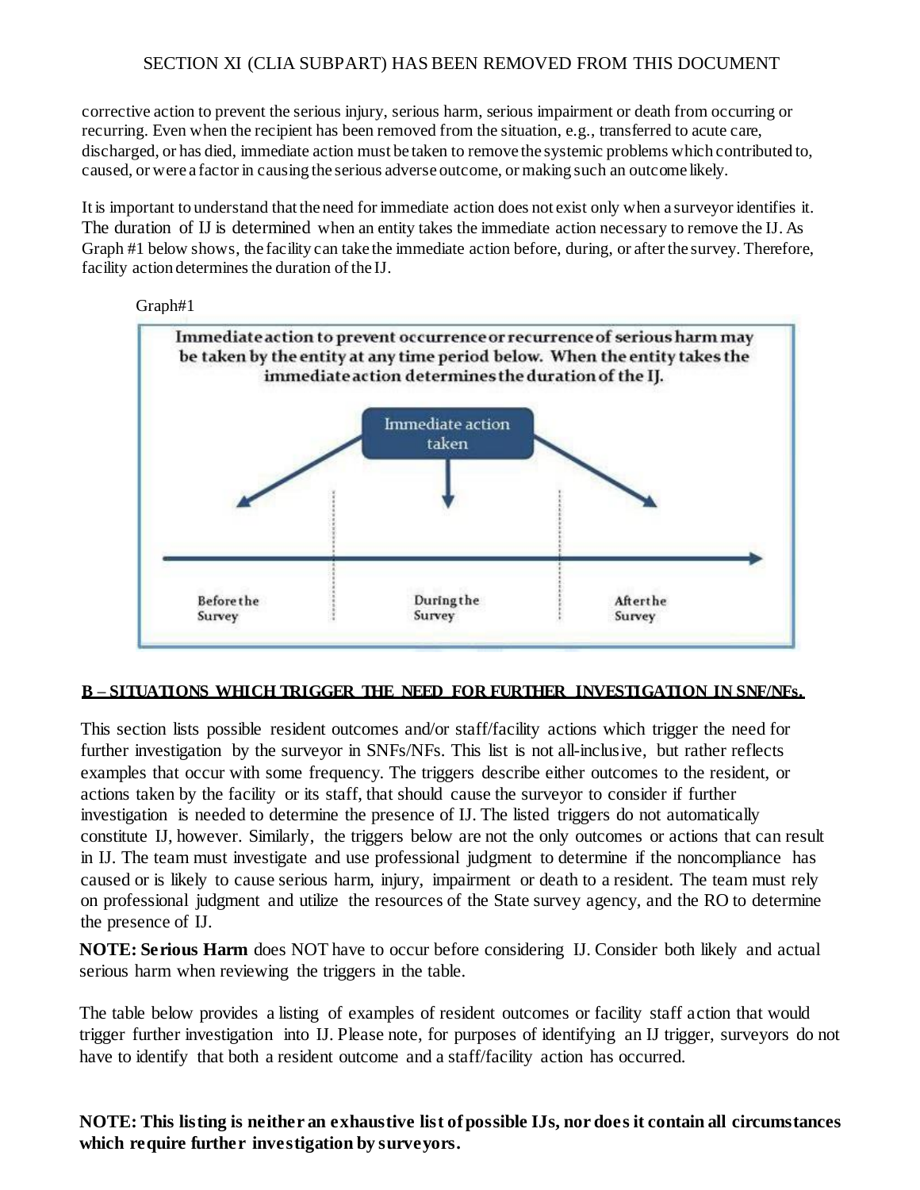corrective action to prevent the serious injury, serious harm, serious impairment or death from occurring or recurring. Even when the recipient has been removed from the situation, e.g., transferred to acute care, discharged, or has died, immediate action must be taken to remove the systemic problems which contributed to, caused, or were a factor in causing the serious adverse outcome, or making such an outcome likely.

It is important to understand that the need for immediate action does not exist only when a surveyor identifies it. The duration of IJ is determined when an entity takes the immediate action necessary to remove the IJ. As Graph #1 below shows, the facility can take the immediate action before, during, or after the survey. Therefore, facility action determines the duration of the IJ.

Graph#1

**Immediate action to prevent occurrence or recurrence of serious harm may be taken by the entity at any time period below. When the entity takes the immediate action determines the duration of the IJ.**

Immediate action taken

Before the Survey | During the Survey | After the Survey

**B – SITUATIONS WHICH TRIGGER THE NEED FOR FURTHER INVESTIGATION IN SNF/NFs.**

This section lists possible resident outcomes and/or staff/facility actions which trigger the need for further investigation by the surveyor in SNFs/NFs. This list is not all-inclusive, but rather reflects examples that occur with some frequency. The triggers describe either outcomes to the resident, or actions taken by the facility or its staff, that should cause the surveyor to consider if further investigation is needed to determine the presence of IJ. The listed triggers do not automatically constitute IJ, however. Similarly, the triggers below are not the only outcomes or actions that can result in IJ. The team must investigate and use professional judgment to determine if the noncompliance has caused or is likely to cause serious harm, injury, impairment or death to a resident. The team must rely on professional judgment and utilize the resources of the State survey agency, and the RO to determine the presence of IJ.

**NOTE: Serious Harm** does NOT have to occur before considering IJ. Consider both likely and actual serious harm when reviewing the triggers in the table.

The table below provides a listing of examples of resident outcomes or facility staff action that would trigger further investigation into IJ. Please note, for purposes of identifying an IJ trigger, surveyors do not have to identify that both a resident outcome and a staff/facility action has occurred.

**NOTE: This listing is neither an exhaustive list of possible IJs, nor does it contain all circumstances which require further investigation by surveyors.**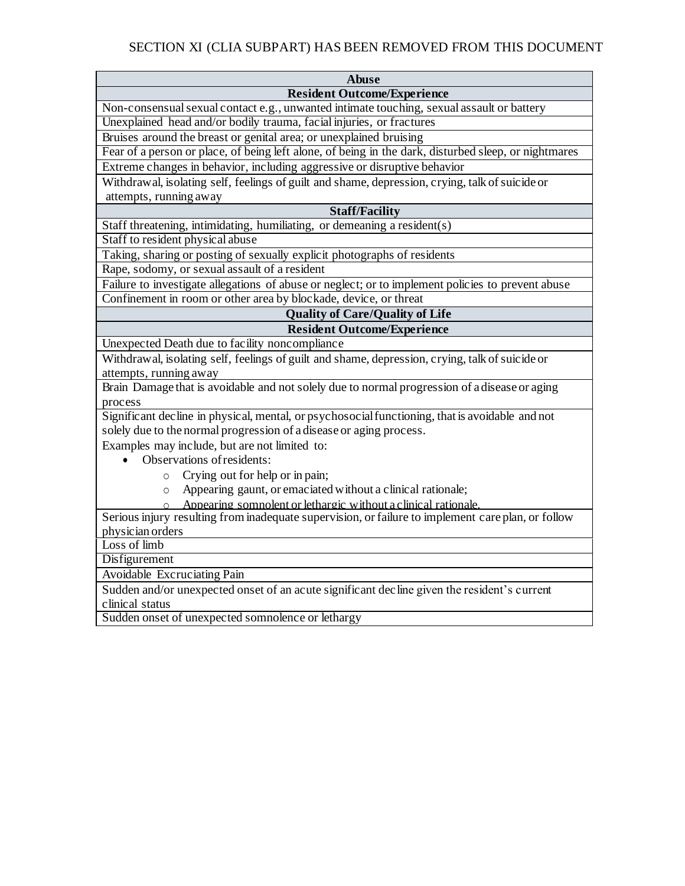SECTION XI (CLIA SUBPART) HAS BEEN REMOVED FROM THIS DOCUMENT

| Abuse |
|---|
| **Resident Outcome/Experience** |
| Non-consensual sexual contact e.g., unwanted intimate touching, sexual assault or battery |
| Unexplained head and/or bodily trauma, facial injuries, or fractures |
| Bruises around the breast or genital area; or unexplained bruising |
| Fear of a person or place, of being left alone, of being in the dark, disturbed sleep, or nightmares |
| Extreme changes in behavior, including aggressive or disruptive behavior |
| Withdrawal, isolating self, feelings of guilt and shame, depression, crying, talk of suicide or attempts, running away |
| **Staff/Facility** |
| Staff threatening, intimidating, humiliating, or demeaning a resident(s) |
| Staff to resident physical abuse |
| Taking, sharing or posting of sexually explicit photographs of residents |
| Rape, sodomy, or sexual assault of a resident |
| Failure to investigate allegations of abuse or neglect; or to implement policies to prevent abuse |
| Confinement in room or other area by blockade, device, or threat |
| **Quality of Care/Quality of Life** |
| **Resident Outcome/Experience** |
| Unexpected Death due to facility noncompliance |
| Withdrawal, isolating self, feelings of guilt and shame, depression, crying, talk of suicide or attempts, running away |
| Brain Damage that is avoidable and not solely due to normal progression of a disease or aging process |
| Significant decline in physical, mental, or psychosocial functioning, that is avoidable and not solely due to the normal progression of a disease or aging process. Examples may include, but are not limited to: <br>• Observations of residents: <br>&nbsp;&nbsp;&nbsp;&nbsp;○ Crying out for help or in pain; <br>&nbsp;&nbsp;&nbsp;&nbsp;○ Appearing gaunt, or emaciated without a clinical rationale; <br>&nbsp;&nbsp;&nbsp;&nbsp;○ Appearing somnolent or lethargic without a clinical rationale. |
| Serious injury resulting from inadequate supervision, or failure to implement care plan, or follow physician orders |
| Loss of limb |
| Disfigurement |
| Avoidable Excruciating Pain |
| Sudden and/or unexpected onset of an acute significant decline given the resident's current clinical status |
| Sudden onset of unexpected somnolence or lethargy |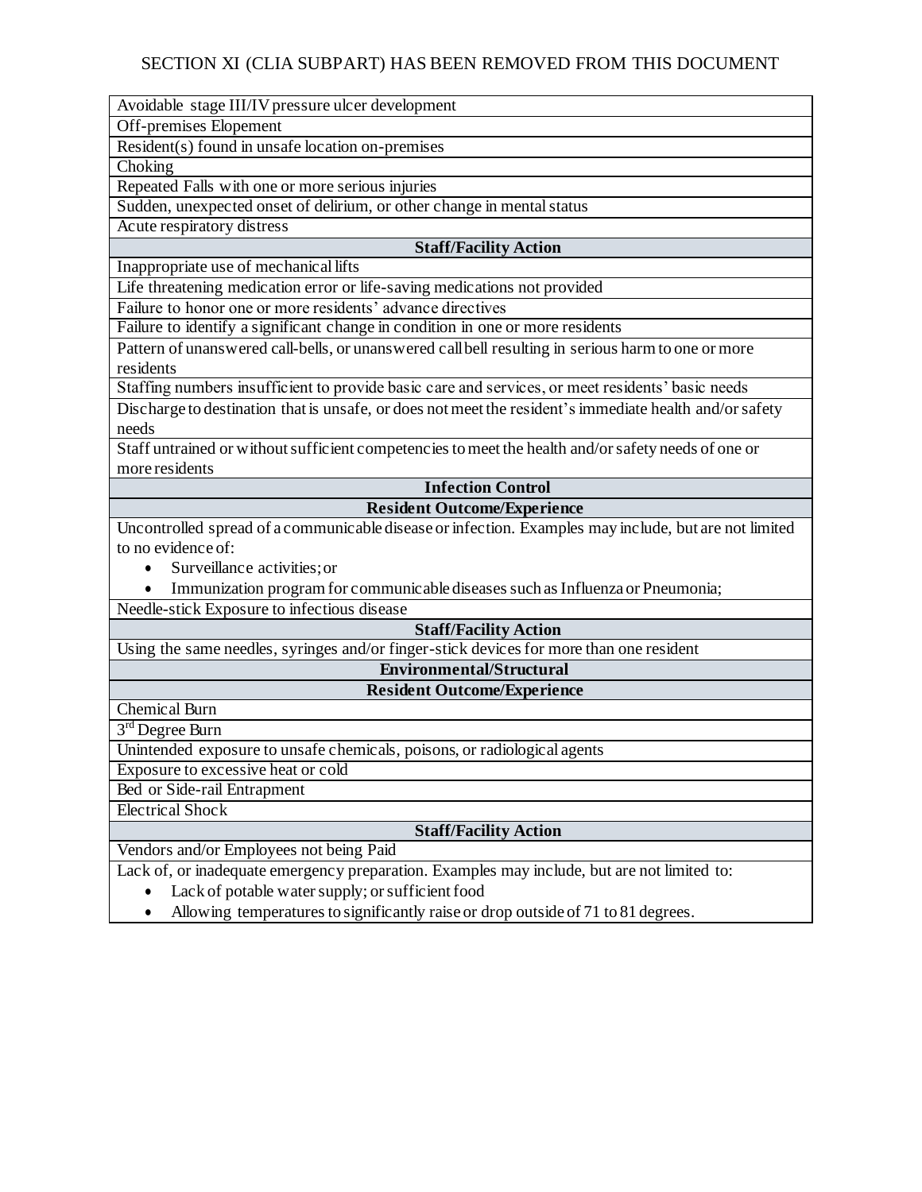SECTION XI (CLIA SUBPART) HAS BEEN REMOVED FROM THIS DOCUMENT

| |
|---|
| Avoidable stage III/IV pressure ulcer development |
| Off-premises Elopement |
| Resident(s) found in unsafe location on-premises |
| Choking |
| Repeated Falls with one or more serious injuries |
| Sudden, unexpected onset of delirium, or other change in mental status |
| Acute respiratory distress |
| **Staff/Facility Action** |
| Inappropriate use of mechanical lifts |
| Life threatening medication error or life-saving medications not provided |
| Failure to honor one or more residents' advance directives |
| Failure to identify a significant change in condition in one or more residents |
| Pattern of unanswered call-bells, or unanswered call bell resulting in serious harm to one or more residents |
| Staffing numbers insufficient to provide basic care and services, or meet residents' basic needs |
| Discharge to destination that is unsafe, or does not meet the resident's immediate health and/or safety needs |
| Staff untrained or without sufficient competencies to meet the health and/or safety needs of one or more residents |
| **Infection Control** |
| **Resident Outcome/Experience** |
| Uncontrolled spread of a communicable disease or infection. Examples may include, but are not limited to no evidence of: <br>• Surveillance activities; or <br>• Immunization program for communicable diseases such as Influenza or Pneumonia; |
| Needle-stick Exposure to infectious disease |
| **Staff/Facility Action** |
| Using the same needles, syringes and/or finger-stick devices for more than one resident |
| **Environmental/Structural** |
| **Resident Outcome/Experience** |
| Chemical Burn |
| 3rd Degree Burn |
| Unintended exposure to unsafe chemicals, poisons, or radiological agents |
| Exposure to excessive heat or cold |
| Bed or Side-rail Entrapment |
| Electrical Shock |
| **Staff/Facility Action** |
| Vendors and/or Employees not being Paid |
| Lack of, or inadequate emergency preparation. Examples may include, but are not limited to: <br>• Lack of potable water supply; or sufficient food <br>• Allowing temperatures to significantly raise or drop outside of 71 to 81 degrees. |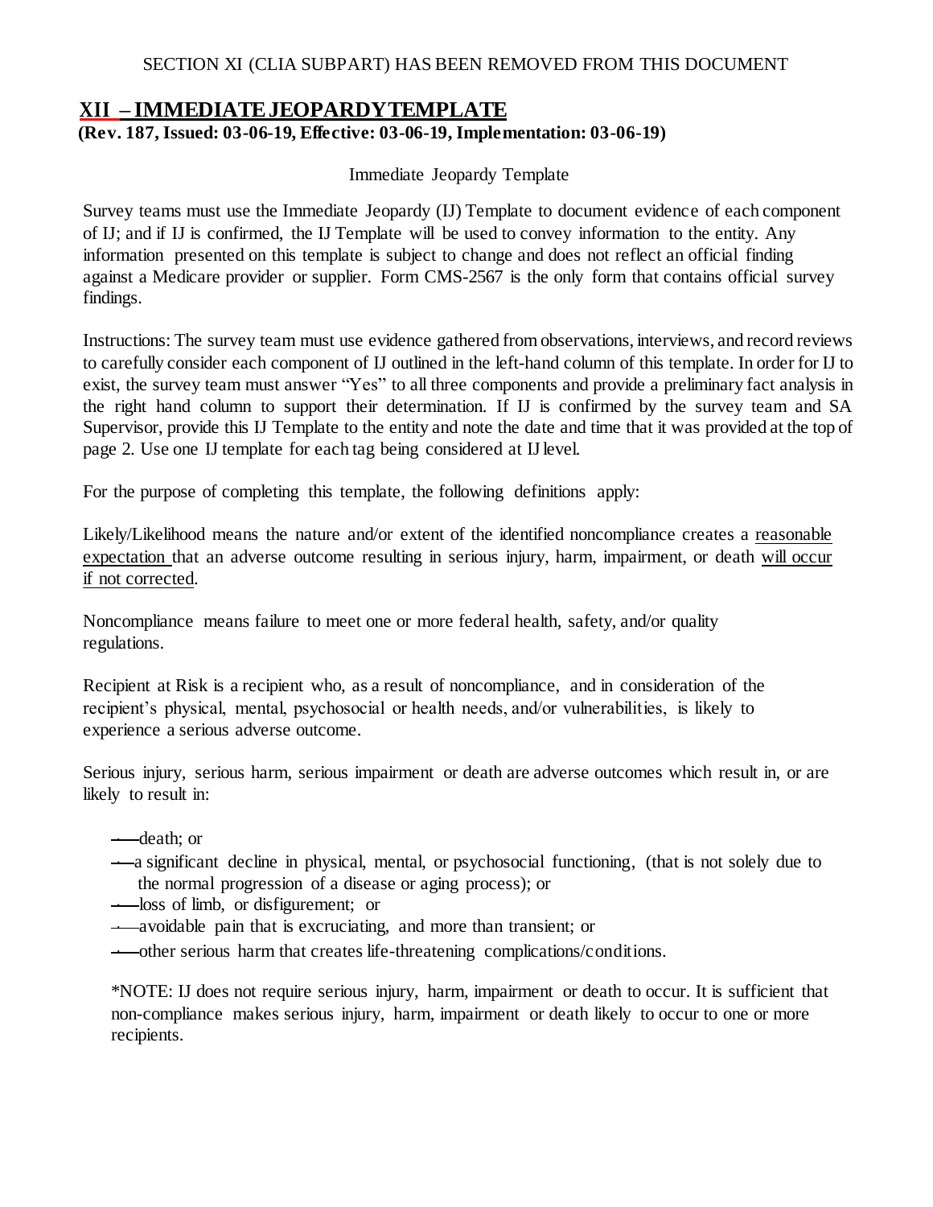SECTION XI (CLIA SUBPART) HAS BEEN REMOVED FROM THIS DOCUMENT

## XII – IMMEDIATE JEOPARDY TEMPLATE

**(Rev. 187, Issued: 03-06-19, Effective: 03-06-19, Implementation: 03-06-19)**

Immediate Jeopardy Template

Survey teams must use the Immediate Jeopardy (IJ) Template to document evidence of each component of IJ; and if IJ is confirmed, the IJ Template will be used to convey information to the entity. Any information presented on this template is subject to change and does not reflect an official finding against a Medicare provider or supplier. Form CMS-2567 is the only form that contains official survey findings.

Instructions: The survey team must use evidence gathered from observations, interviews, and record reviews to carefully consider each component of IJ outlined in the left-hand column of this template. In order for IJ to exist, the survey team must answer "Yes" to all three components and provide a preliminary fact analysis in the right hand column to support their determination. If IJ is confirmed by the survey team and SA Supervisor, provide this IJ Template to the entity and note the date and time that it was provided at the top of page 2. Use one IJ template for each tag being considered at IJ level.

For the purpose of completing this template, the following definitions apply:

Likely/Likelihood means the nature and/or extent of the identified noncompliance creates a <u>reasonable expectation</u> that an adverse outcome resulting in serious injury, harm, impairment, or death <u>will occur if not corrected</u>.

Noncompliance means failure to meet one or more federal health, safety, and/or quality regulations.

Recipient at Risk is a recipient who, as a result of noncompliance, and in consideration of the recipient's physical, mental, psychosocial or health needs, and/or vulnerabilities, is likely to experience a serious adverse outcome.

Serious injury, serious harm, serious impairment or death are adverse outcomes which result in, or are likely to result in:

- death; or
- a significant decline in physical, mental, or psychosocial functioning, (that is not solely due to the normal progression of a disease or aging process); or
- loss of limb, or disfigurement; or
- avoidable pain that is excruciating, and more than transient; or
- other serious harm that creates life-threatening complications/conditions.

*NOTE: IJ does not require serious injury, harm, impairment or death to occur. It is sufficient that non-compliance makes serious injury, harm, impairment or death likely to occur to one or more recipients.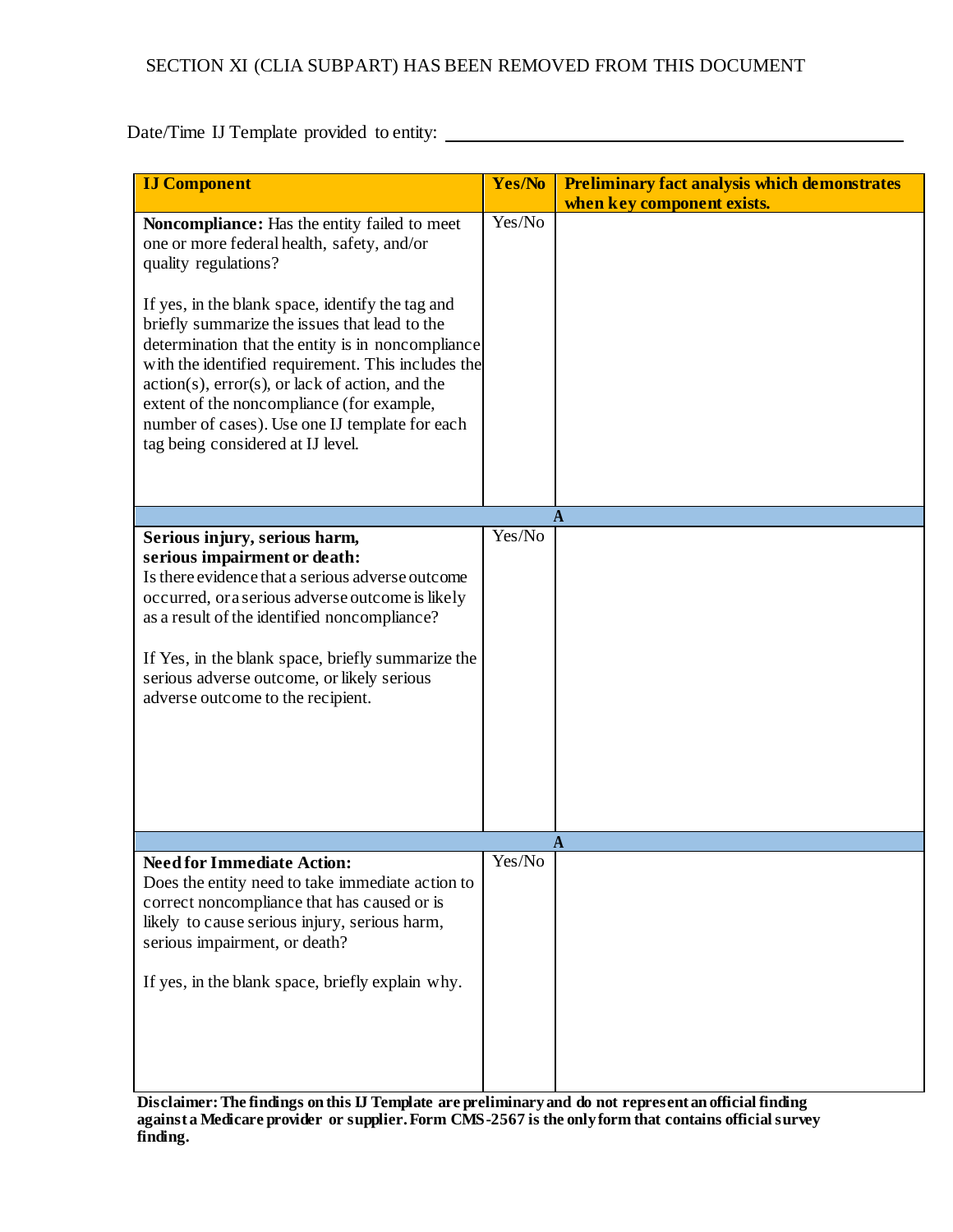SECTION XI (CLIA SUBPART) HAS BEEN REMOVED FROM THIS DOCUMENT

Date/Time IJ Template provided to entity: ______________________________

| IJ Component | Yes/No | Preliminary fact analysis which demonstrates when key component exists. |
|---|---|---|
| **Noncompliance:** Has the entity failed to meet one or more federal health, safety, and/or quality regulations?<br><br>If yes, in the blank space, identify the tag and briefly summarize the issues that lead to the determination that the entity is in noncompliance with the identified requirement. This includes the action(s), error(s), or lack of action, and the extent of the noncompliance (for example, number of cases). Use one IJ template for each tag being considered at IJ level. | Yes/No | |
| | | **A** |
| **Serious injury, serious harm, serious impairment or death:**<br>Is there evidence that a serious adverse outcome occurred, or a serious adverse outcome is likely as a result of the identified noncompliance?<br><br>If Yes, in the blank space, briefly summarize the serious adverse outcome, or likely serious adverse outcome to the recipient. | Yes/No | |
| | | **A** |
| **Need for Immediate Action:**<br>Does the entity need to take immediate action to correct noncompliance that has caused or is likely to cause serious injury, serious harm, serious impairment, or death?<br><br>If yes, in the blank space, briefly explain why. | Yes/No | |

**Disclaimer: The findings on this IJ Template are preliminary and do not represent an official finding against a Medicare provider or supplier. Form CMS-2567 is the only form that contains official survey finding.**